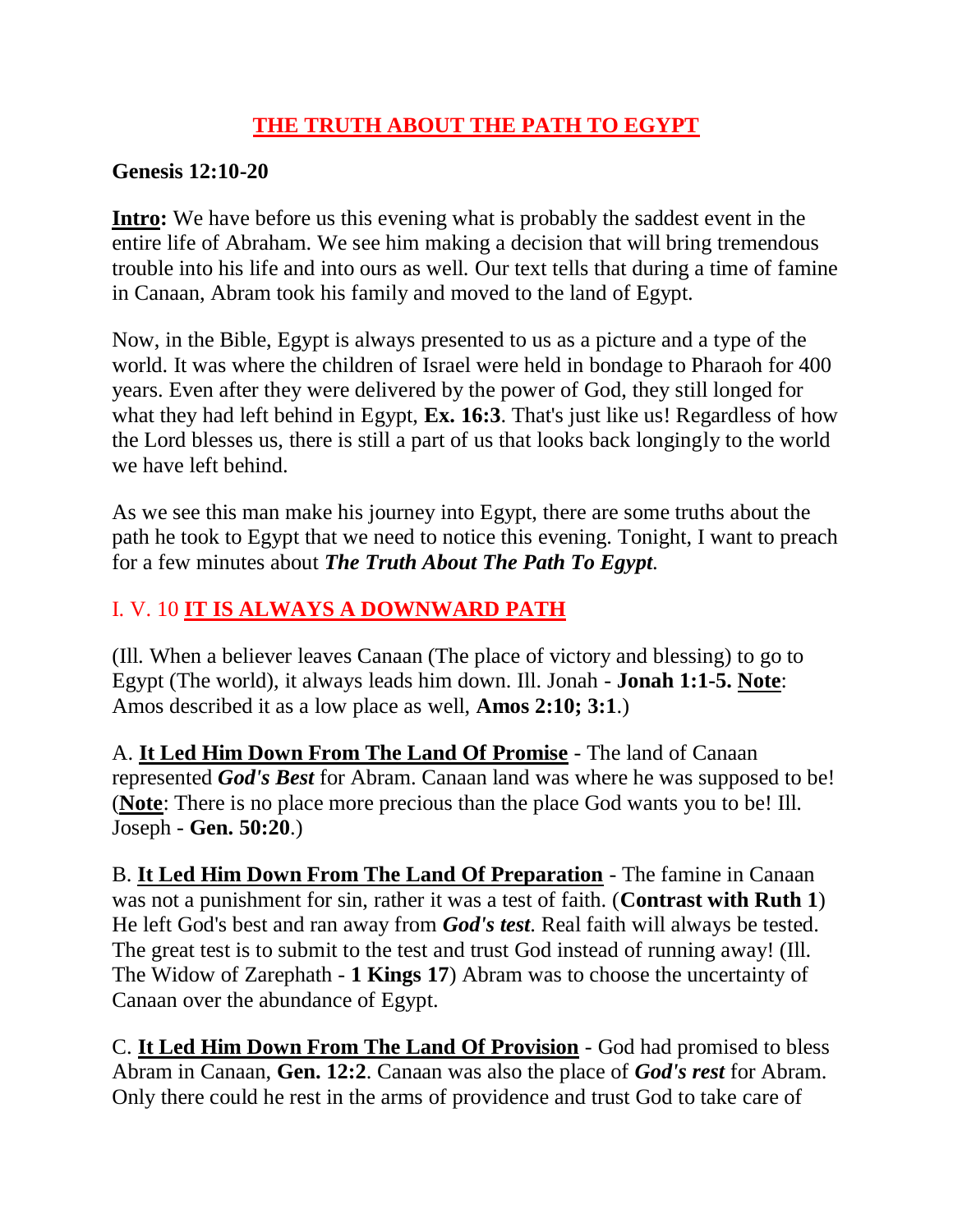# **THE TRUTH ABOUT THE PATH TO EGYPT**

**Genesis 12:10-20**

**Intro:** We have before us this evening what is probably the saddest event in the entire life of Abraham. We see him making a decision that will bring tremendous trouble into his life and into ours as well. Our text tells that during a time of famine in Canaan, Abram took his family and moved to the land of Egypt.

Now, in the Bible, Egypt is always presented to us as a picture and a type of the world. It was where the children of Israel were held in bondage to Pharaoh for 400 years. Even after they were delivered by the power of God, they still longed for what they had left behind in Egypt, **Ex. 16:3**. That's just like us! Regardless of how the Lord blesses us, there is still a part of us that looks back longingly to the world we have left behind.

As we see this man make his journey into Egypt, there are some truths about the path he took to Egypt that we need to notice this evening. Tonight, I want to preach for a few minutes about ***The Truth About The Path To Egypt.***

## I. V. 10 **IT IS ALWAYS A DOWNWARD PATH**

(Ill. When a believer leaves Canaan (The place of victory and blessing) to go to Egypt (The world), it always leads him down. Ill. Jonah - **Jonah 1:1-5. Note**: Amos described it as a low place as well, **Amos 2:10; 3:1**.)

A. **It Led Him Down From The Land Of Promise** - The land of Canaan represented ***God's Best*** for Abram. Canaan land was where he was supposed to be! (**Note**: There is no place more precious than the place God wants you to be! Ill. Joseph - **Gen. 50:20**.)

B. **It Led Him Down From The Land Of Preparation** - The famine in Canaan was not a punishment for sin, rather it was a test of faith. (**Contrast with Ruth 1**) He left God's best and ran away from ***God's test***. Real faith will always be tested. The great test is to submit to the test and trust God instead of running away! (Ill. The Widow of Zarephath - **1 Kings 17**) Abram was to choose the uncertainty of Canaan over the abundance of Egypt.

C. **It Led Him Down From The Land Of Provision** - God had promised to bless Abram in Canaan, **Gen. 12:2**. Canaan was also the place of ***God's rest*** for Abram. Only there could he rest in the arms of providence and trust God to take care of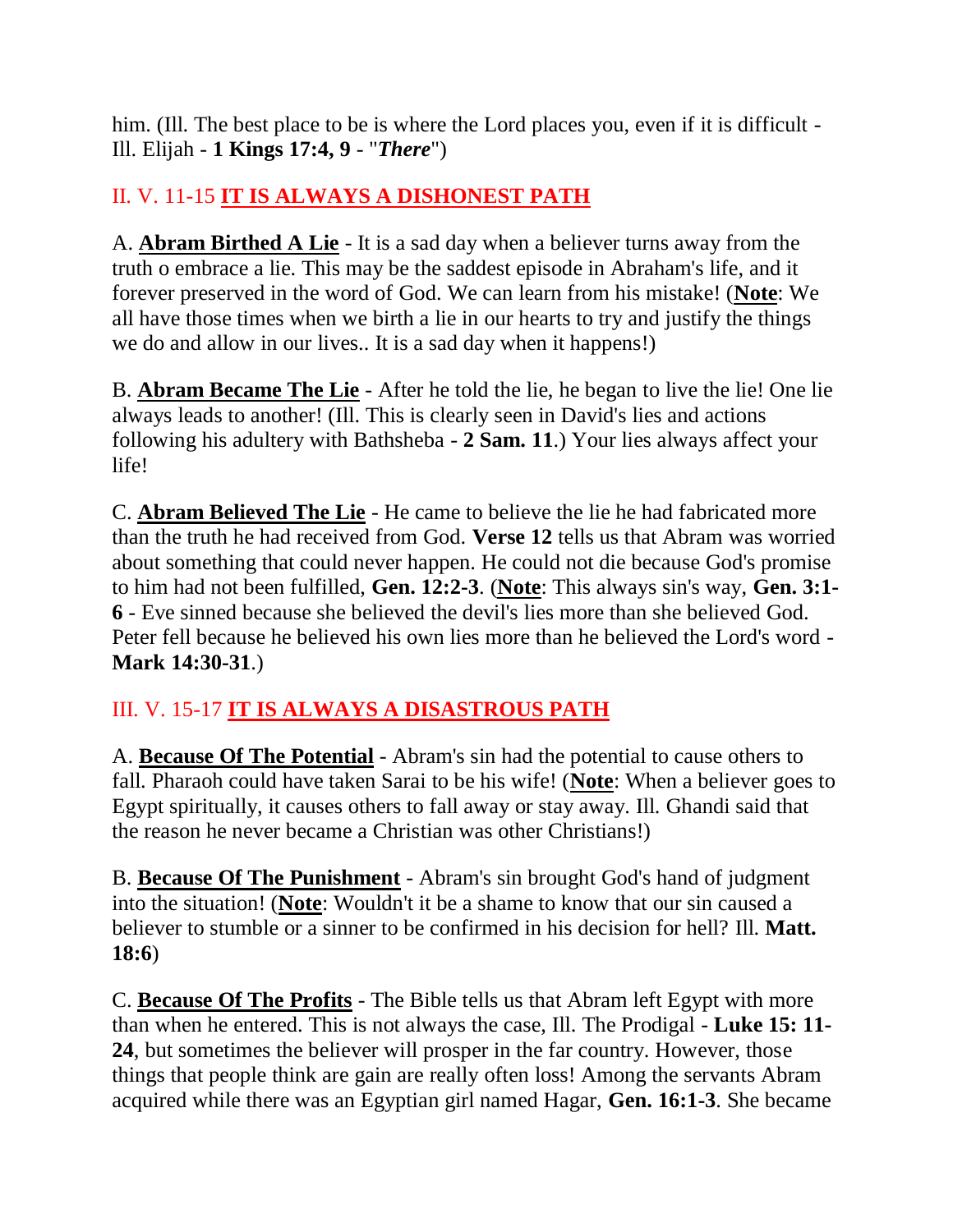him. (Ill. The best place to be is where the Lord places you, even if it is difficult - Ill. Elijah - **1 Kings 17:4, 9** - "***There***")

## II. V. 11-15 **IT IS ALWAYS A DISHONEST PATH**

A. **Abram Birthed A Lie** - It is a sad day when a believer turns away from the truth o embrace a lie. This may be the saddest episode in Abraham's life, and it forever preserved in the word of God. We can learn from his mistake! (**Note**: We all have those times when we birth a lie in our hearts to try and justify the things we do and allow in our lives.. It is a sad day when it happens!)

B. **Abram Became The Lie** - After he told the lie, he began to live the lie! One lie always leads to another! (Ill. This is clearly seen in David's lies and actions following his adultery with Bathsheba - **2 Sam. 11**.) Your lies always affect your life!

C. **Abram Believed The Lie** - He came to believe the lie he had fabricated more than the truth he had received from God. **Verse 12** tells us that Abram was worried about something that could never happen. He could not die because God's promise to him had not been fulfilled, **Gen. 12:2-3**. (**Note**: This always sin's way, **Gen. 3:1-6** - Eve sinned because she believed the devil's lies more than she believed God. Peter fell because he believed his own lies more than he believed the Lord's word - **Mark 14:30-31**.)

## III. V. 15-17 **IT IS ALWAYS A DISASTROUS PATH**

A. **Because Of The Potential** - Abram's sin had the potential to cause others to fall. Pharaoh could have taken Sarai to be his wife! (**Note**: When a believer goes to Egypt spiritually, it causes others to fall away or stay away. Ill. Ghandi said that the reason he never became a Christian was other Christians!)

B. **Because Of The Punishment** - Abram's sin brought God's hand of judgment into the situation! (**Note**: Wouldn't it be a shame to know that our sin caused a believer to stumble or a sinner to be confirmed in his decision for hell? Ill. **Matt. 18:6**)

C. **Because Of The Profits** - The Bible tells us that Abram left Egypt with more than when he entered. This is not always the case, Ill. The Prodigal - **Luke 15: 11-24**, but sometimes the believer will prosper in the far country. However, those things that people think are gain are really often loss! Among the servants Abram acquired while there was an Egyptian girl named Hagar, **Gen. 16:1-3**. She became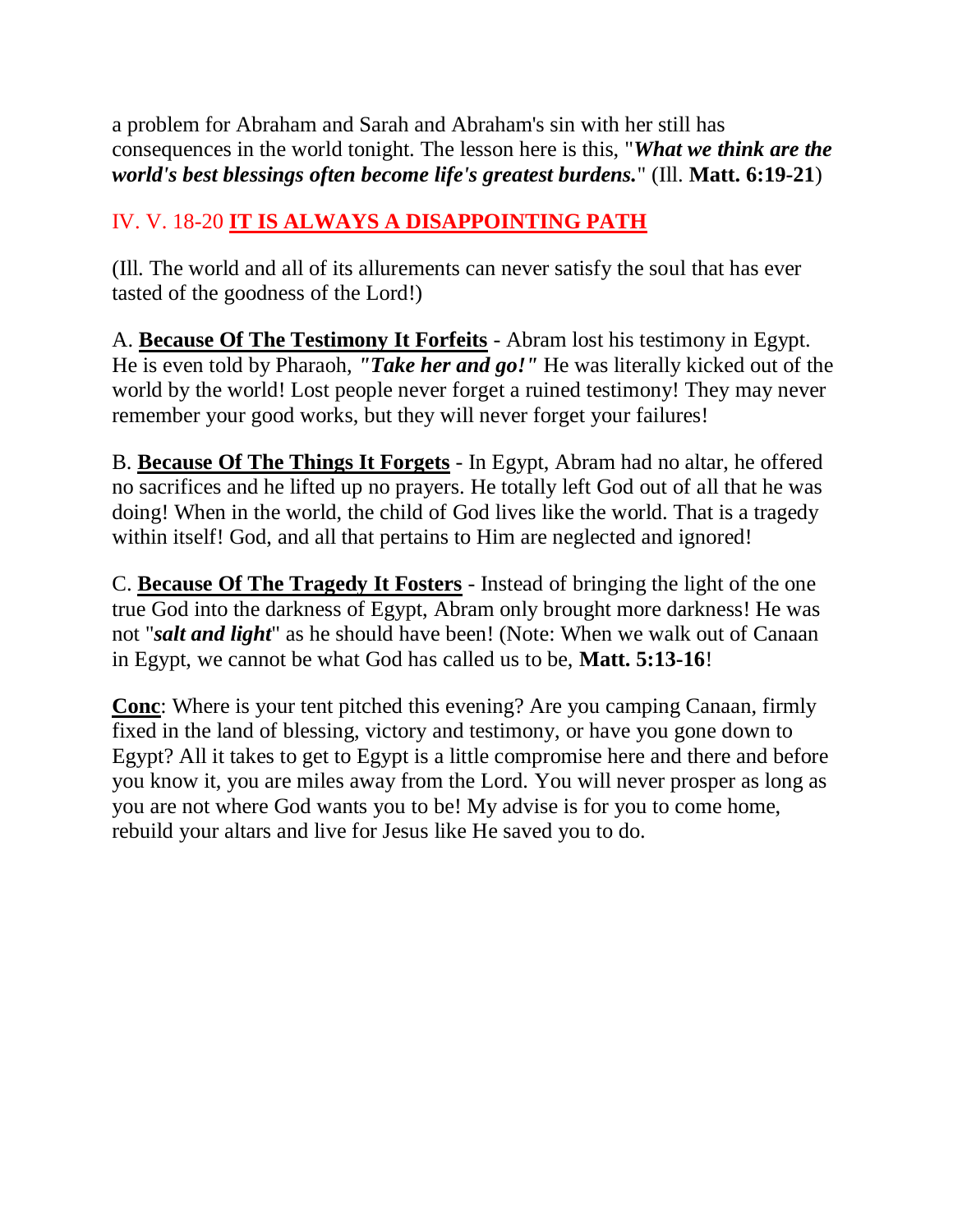a problem for Abraham and Sarah and Abraham's sin with her still has consequences in the world tonight. The lesson here is this, "***What we think are the world's best blessings often become life's greatest burdens.***" (Ill. **Matt. 6:19-21**)

## IV. V. 18-20 **IT IS ALWAYS A DISAPPOINTING PATH**

(Ill. The world and all of its allurements can never satisfy the soul that has ever tasted of the goodness of the Lord!)

A. **Because Of The Testimony It Forfeits** - Abram lost his testimony in Egypt. He is even told by Pharaoh, ***"Take her and go!"*** He was literally kicked out of the world by the world! Lost people never forget a ruined testimony! They may never remember your good works, but they will never forget your failures!

B. **Because Of The Things It Forgets** - In Egypt, Abram had no altar, he offered no sacrifices and he lifted up no prayers. He totally left God out of all that he was doing! When in the world, the child of God lives like the world. That is a tragedy within itself! God, and all that pertains to Him are neglected and ignored!

C. **Because Of The Tragedy It Fosters** - Instead of bringing the light of the one true God into the darkness of Egypt, Abram only brought more darkness! He was not "***salt and light***" as he should have been! (Note: When we walk out of Canaan in Egypt, we cannot be what God has called us to be, **Matt. 5:13-16**!

**Conc**: Where is your tent pitched this evening? Are you camping Canaan, firmly fixed in the land of blessing, victory and testimony, or have you gone down to Egypt? All it takes to get to Egypt is a little compromise here and there and before you know it, you are miles away from the Lord. You will never prosper as long as you are not where God wants you to be! My advise is for you to come home, rebuild your altars and live for Jesus like He saved you to do.